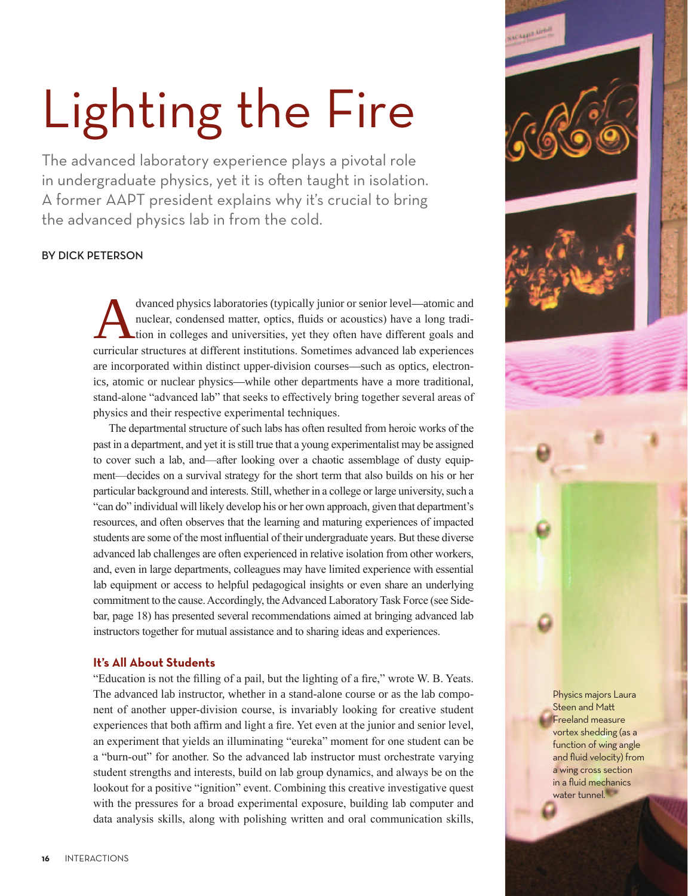# Lighting the Fire

The advanced laboratory experience plays a pivotal role in undergraduate physics, yet it is often taught in isolation. A former AAPT president explains why it's crucial to bring the advanced physics lab in from the cold.

BY DICK PETERSON

Advanced physics laboratories (typically junior or senior level—atomic and nuclear, condensed matter, optics, fluids or acoustics) have a long tradition in colleges and universities, yet they often have different goals and curricular structures at different institutions. Sometimes advanced lab experiences are incorporated within distinct upper-division courses—such as optics, electronics, atomic or nuclear physics—while other departments have a more traditional, stand-alone "advanced lab" that seeks to effectively bring together several areas of physics and their respective experimental techniques.

The departmental structure of such labs has often resulted from heroic works of the past in a department, and yet it is still true that a young experimentalist may be assigned to cover such a lab, and—after looking over a chaotic assemblage of dusty equipment—decides on a survival strategy for the short term that also builds on his or her particular background and interests. Still, whether in a college or large university, such a "can do" individual will likely develop his or her own approach, given that department's resources, and often observes that the learning and maturing experiences of impacted students are some of the most influential of their undergraduate years. But these diverse advanced lab challenges are often experienced in relative isolation from other workers, and, even in large departments, colleagues may have limited experience with essential lab equipment or access to helpful pedagogical insights or even share an underlying commitment to the cause. Accordingly, the Advanced Laboratory Task Force (see Sidebar, page 18) has presented several recommendations aimed at bringing advanced lab instructors together for mutual assistance and to sharing ideas and experiences.

### It's All About Students

"Education is not the filling of a pail, but the lighting of a fire," wrote W. B. Yeats. The advanced lab instructor, whether in a stand-alone course or as the lab component of another upper-division course, is invariably looking for creative student experiences that both affirm and light a fire. Yet even at the junior and senior level, an experiment that yields an illuminating "eureka" moment for one student can be a "burn-out" for another. So the advanced lab instructor must orchestrate varying student strengths and interests, build on lab group dynamics, and always be on the lookout for a positive "ignition" event. Combining this creative investigative quest with the pressures for a broad experimental exposure, building lab computer and data analysis skills, along with polishing written and oral communication skills,

Physics majors Laura Steen and Matt Freeland measure vortex shedding (as a function of wing angle and fluid velocity) from a wing cross section in a fluid mechanics water tunnel.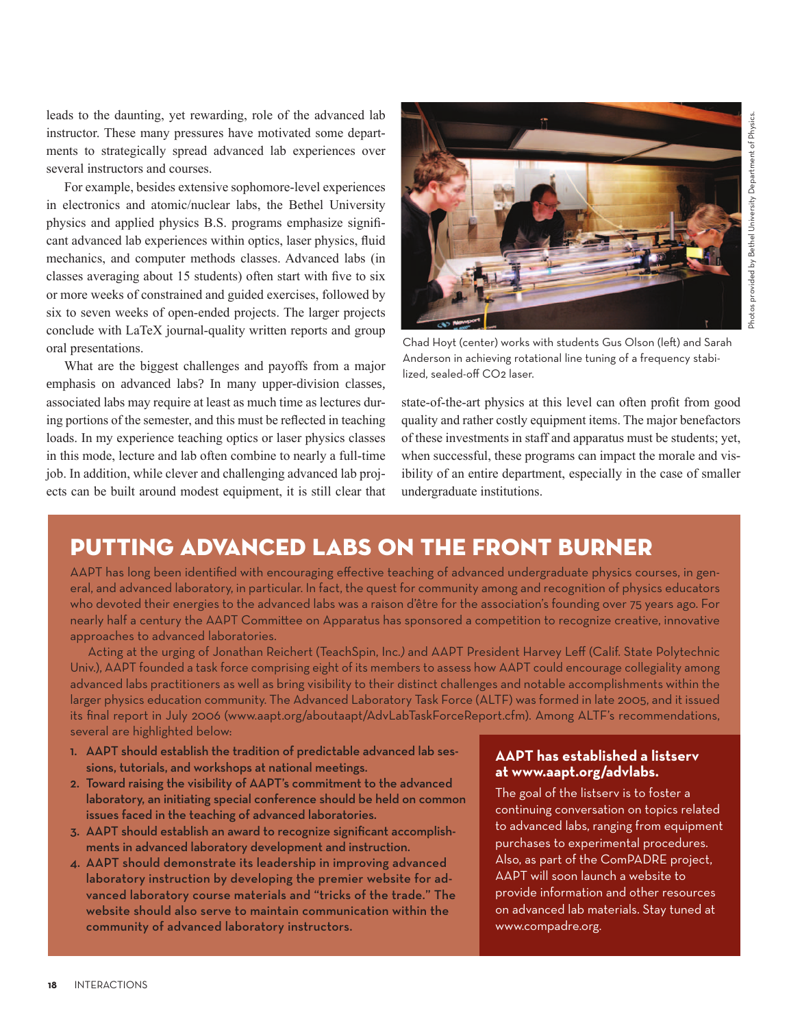leads to the daunting, yet rewarding, role of the advanced lab instructor. These many pressures have motivated some departments to strategically spread advanced lab experiences over several instructors and courses.

For example, besides extensive sophomore-level experiences in electronics and atomic/nuclear labs, the Bethel University physics and applied physics B.S. programs emphasize significant advanced lab experiences within optics, laser physics, fluid mechanics, and computer methods classes. Advanced labs (in classes averaging about 15 students) often start with five to six or more weeks of constrained and guided exercises, followed by six to seven weeks of open-ended projects. The larger projects conclude with LaTeX journal-quality written reports and group oral presentations.

What are the biggest challenges and payoffs from a major emphasis on advanced labs? In many upper-division classes, associated labs may require at least as much time as lectures during portions of the semester, and this must be reflected in teaching loads. In my experience teaching optics or laser physics classes in this mode, lecture and lab often combine to nearly a full-time job. In addition, while clever and challenging advanced lab projects can be built around modest equipment, it is still clear that state-of-the-art physics at this level can often profit from good quality and rather costly equipment items. The major benefactors of these investments in staff and apparatus must be students; yet, when successful, these programs can impact the morale and visibility of an entire department, especially in the case of smaller undergraduate institutions.

Chad Hoyt (center) works with students Gus Olson (left) and Sarah Anderson in achieving rotational line tuning of a frequency stabilized, sealed-off $CO_2$ laser.

Photos provided by Bethel University Department of Physics.

## PUTTING ADVANCED LABS ON THE FRONT BURNER

AAPT has long been identified with encouraging effective teaching of advanced undergraduate physics courses, in general, and advanced laboratory, in particular. In fact, the quest for community among and recognition of physics educators who devoted their energies to the advanced labs was a raison d'être for the association's founding over 75 years ago. For nearly half a century the AAPT Committee on Apparatus has sponsored a competition to recognize creative, innovative approaches to advanced laboratories.

Acting at the urging of Jonathan Reichert (TeachSpin, Inc.) and AAPT President Harvey Leff (Calif. State Polytechnic Univ.), AAPT founded a task force comprising eight of its members to assess how AAPT could encourage collegiality among advanced labs practitioners as well as bring visibility to their distinct challenges and notable accomplishments within the larger physics education community. The Advanced Laboratory Task Force (ALTF) was formed in late 2005, and it issued its final report in July 2006 (www.aapt.org/aboutaapt/AdvLabTaskForceReport.cfm). Among ALTF's recommendations, several are highlighted below:

1. **AAPT should establish the tradition of predictable advanced lab sessions, tutorials, and workshops at national meetings.**
2. **Toward raising the visibility of AAPT's commitment to the advanced laboratory, an initiating special conference should be held on common issues faced in the teaching of advanced laboratories.**
3. **AAPT should establish an award to recognize significant accomplishments in advanced laboratory development and instruction.**
4. **AAPT should demonstrate its leadership in improving advanced laboratory instruction by developing the premier website for advanced laboratory course materials and "tricks of the trade." The website should also serve to maintain communication within the community of advanced laboratory instructors.**

### AAPT has established a listserv at www.aapt.org/advlabs.

The goal of the listserv is to foster a continuing conversation on topics related to advanced labs, ranging from equipment purchases to experimental procedures. Also, as part of the ComPADRE project, AAPT will soon launch a website to provide information and other resources on advanced lab materials. Stay tuned at www.compadre.org.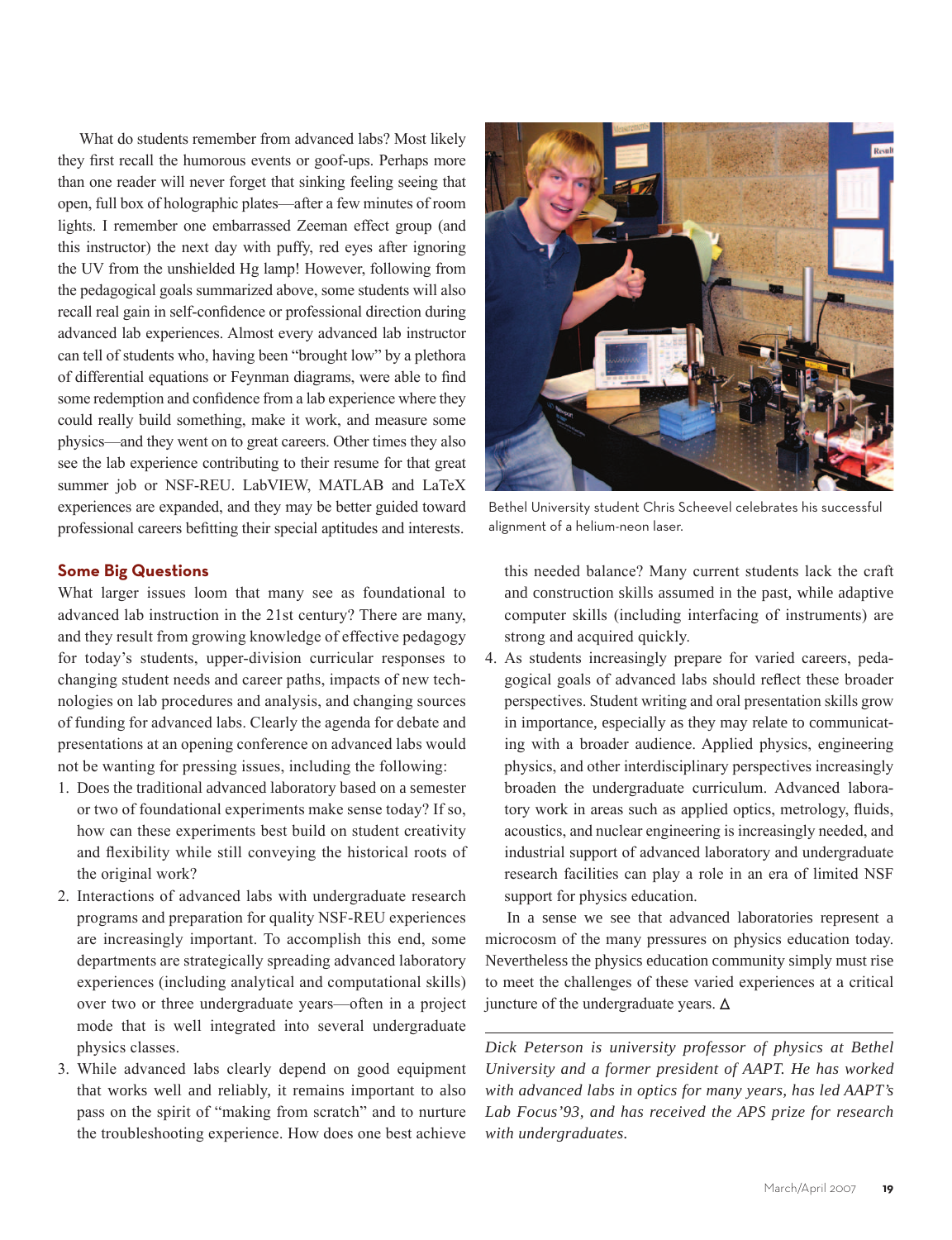What do students remember from advanced labs? Most likely they first recall the humorous events or goof-ups. Perhaps more than one reader will never forget that sinking feeling seeing that open, full box of holographic plates—after a few minutes of room lights. I remember one embarrassed Zeeman effect group (and this instructor) the next day with puffy, red eyes after ignoring the UV from the unshielded Hg lamp! However, following from the pedagogical goals summarized above, some students will also recall real gain in self-confidence or professional direction during advanced lab experiences. Almost every advanced lab instructor can tell of students who, having been "brought low" by a plethora of differential equations or Feynman diagrams, were able to find some redemption and confidence from a lab experience where they could really build something, make it work, and measure some physics—and they went on to great careers. Other times they also see the lab experience contributing to their resume for that great summer job or NSF-REU. LabVIEW, MATLAB and LaTeX experiences are expanded, and they may be better guided toward professional careers befitting their special aptitudes and interests.

Bethel University student Chris Scheevel celebrates his successful alignment of a helium-neon laser.

## Some Big Questions

What larger issues loom that many see as foundational to advanced lab instruction in the 21st century? There are many, and they result from growing knowledge of effective pedagogy for today's students, upper-division curricular responses to changing student needs and career paths, impacts of new technologies on lab procedures and analysis, and changing sources of funding for advanced labs. Clearly the agenda for debate and presentations at an opening conference on advanced labs would not be wanting for pressing issues, including the following:

1. Does the traditional advanced laboratory based on a semester or two of foundational experiments make sense today? If so, how can these experiments best build on student creativity and flexibility while still conveying the historical roots of the original work?
2. Interactions of advanced labs with undergraduate research programs and preparation for quality NSF-REU experiences are increasingly important. To accomplish this end, some departments are strategically spreading advanced laboratory experiences (including analytical and computational skills) over two or three undergraduate years—often in a project mode that is well integrated into several undergraduate physics classes.
3. While advanced labs clearly depend on good equipment that works well and reliably, it remains important to also pass on the spirit of "making from scratch" and to nurture the troubleshooting experience. How does one best achieve this needed balance? Many current students lack the craft and construction skills assumed in the past, while adaptive computer skills (including interfacing of instruments) are strong and acquired quickly.
4. As students increasingly prepare for varied careers, pedagogical goals of advanced labs should reflect these broader perspectives. Student writing and oral presentation skills grow in importance, especially as they may relate to communicating with a broader audience. Applied physics, engineering physics, and other interdisciplinary perspectives increasingly broaden the undergraduate curriculum. Advanced laboratory work in areas such as applied optics, metrology, fluids, acoustics, and nuclear engineering is increasingly needed, and industrial support of advanced laboratory and undergraduate research facilities can play a role in an era of limited NSF support for physics education.

In a sense we see that advanced laboratories represent a microcosm of the many pressures on physics education today. Nevertheless the physics education community simply must rise to meet the challenges of these varied experiences at a critical juncture of the undergraduate years. Δ

---

*Dick Peterson is university professor of physics at Bethel University and a former president of AAPT. He has worked with advanced labs in optics for many years, has led AAPT's Lab Focus'93, and has received the APS prize for research with undergraduates.*